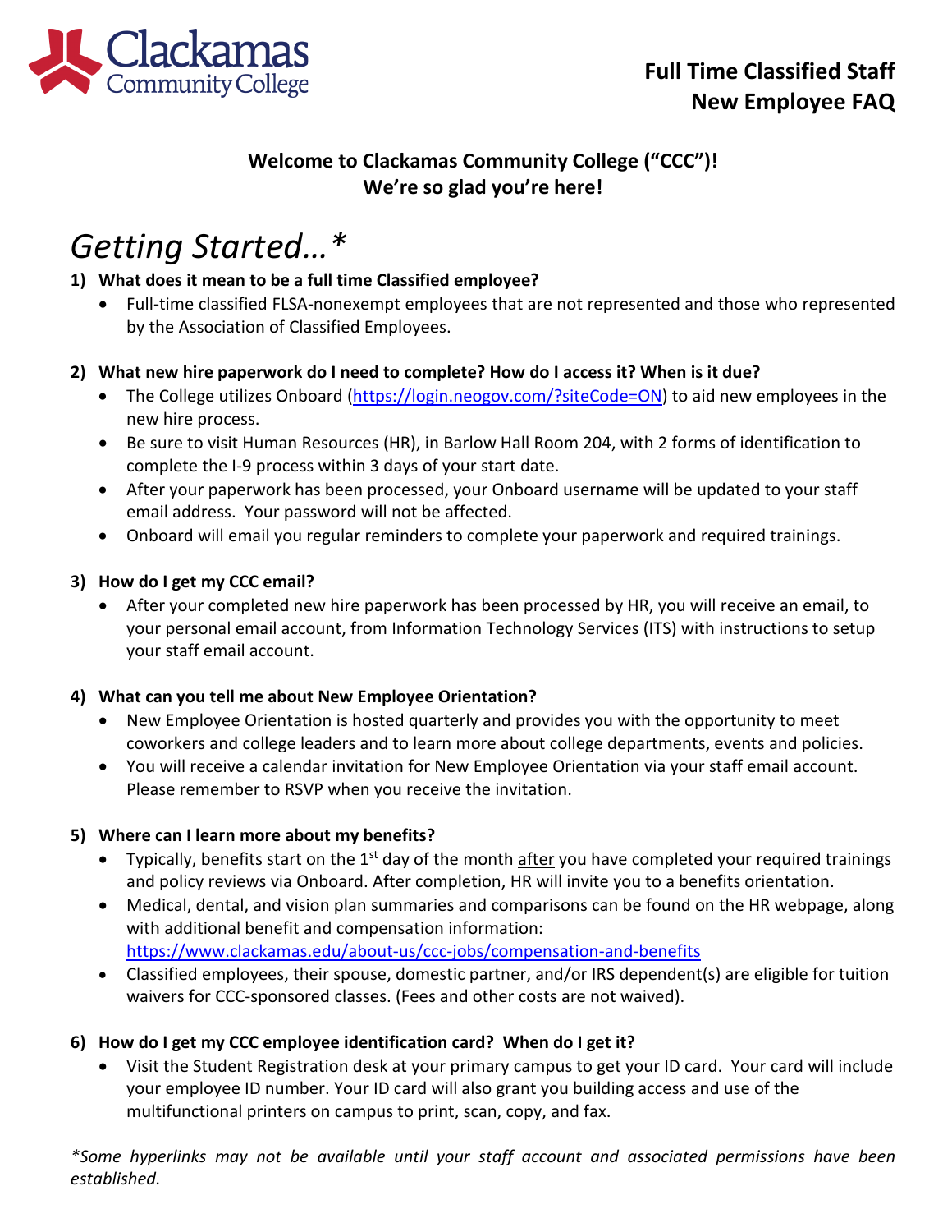# Full Time Classified Staff New Employee FAQ

**Welcome to Clackamas Community College ("CCC")!**
**We're so glad you're here!**

## *Getting Started…\**

**1) What does it mean to be a full time Classified employee?**

- Full-time classified FLSA-nonexempt employees that are not represented and those who represented by the Association of Classified Employees.

**2) What new hire paperwork do I need to complete? How do I access it? When is it due?**

- The College utilizes Onboard (https://login.neogov.com/?siteCode=ON) to aid new employees in the new hire process.
- Be sure to visit Human Resources (HR), in Barlow Hall Room 204, with 2 forms of identification to complete the I-9 process within 3 days of your start date.
- After your paperwork has been processed, your Onboard username will be updated to your staff email address. Your password will not be affected.
- Onboard will email you regular reminders to complete your paperwork and required trainings.

**3) How do I get my CCC email?**

- After your completed new hire paperwork has been processed by HR, you will receive an email, to your personal email account, from Information Technology Services (ITS) with instructions to setup your staff email account.

**4) What can you tell me about New Employee Orientation?**

- New Employee Orientation is hosted quarterly and provides you with the opportunity to meet coworkers and college leaders and to learn more about college departments, events and policies.
- You will receive a calendar invitation for New Employee Orientation via your staff email account. Please remember to RSVP when you receive the invitation.

**5) Where can I learn more about my benefits?**

- Typically, benefits start on the 1st day of the month <u>after</u> you have completed your required trainings and policy reviews via Onboard. After completion, HR will invite you to a benefits orientation.
- Medical, dental, and vision plan summaries and comparisons can be found on the HR webpage, along with additional benefit and compensation information: https://www.clackamas.edu/about-us/ccc-jobs/compensation-and-benefits
- Classified employees, their spouse, domestic partner, and/or IRS dependent(s) are eligible for tuition waivers for CCC-sponsored classes. (Fees and other costs are not waived).

**6) How do I get my CCC employee identification card? When do I get it?**

- Visit the Student Registration desk at your primary campus to get your ID card. Your card will include your employee ID number. Your ID card will also grant you building access and use of the multifunctional printers on campus to print, scan, copy, and fax.

*\*Some hyperlinks may not be available until your staff account and associated permissions have been established.*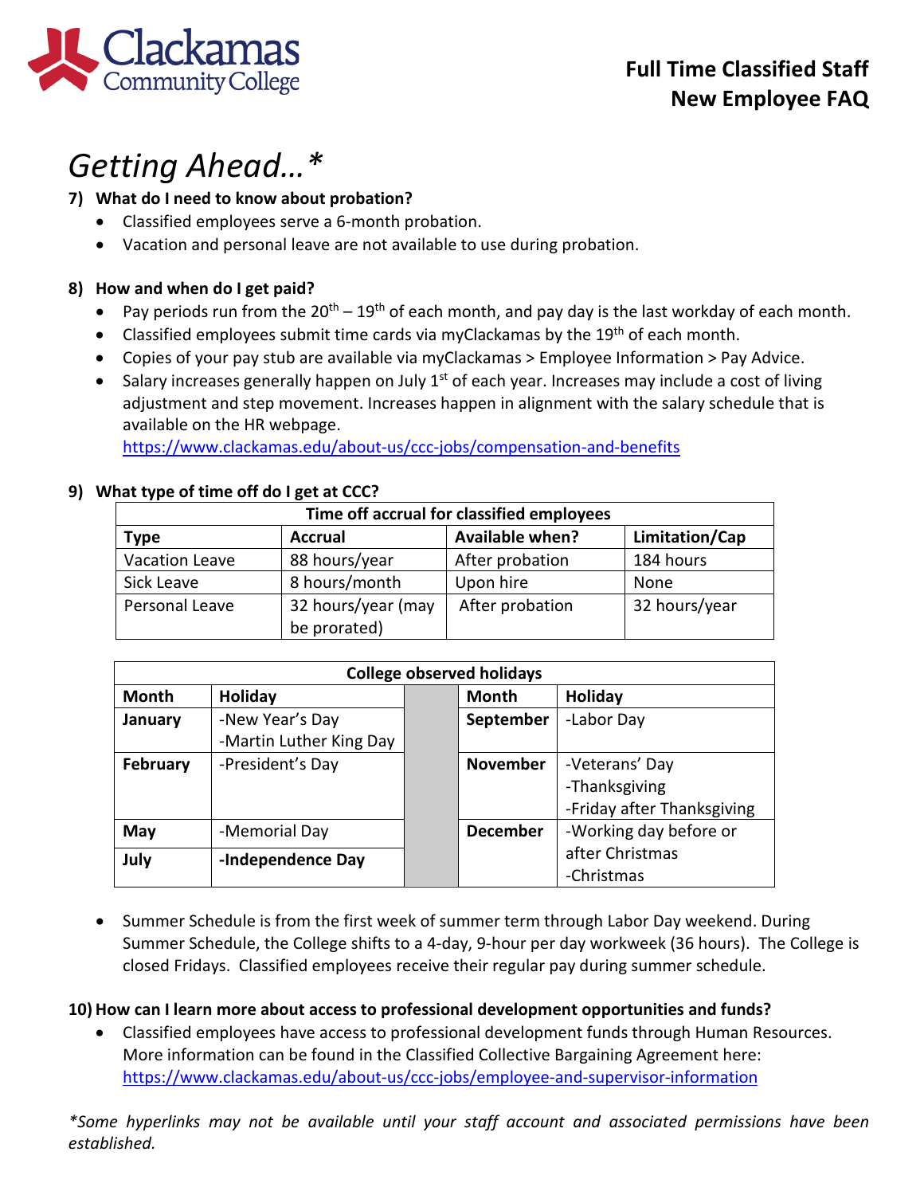# Getting Ahead…*

**7) What do I need to know about probation?**

- Classified employees serve a 6-month probation.
- Vacation and personal leave are not available to use during probation.

**8) How and when do I get paid?**

- Pay periods run from the 20th – 19th of each month, and pay day is the last workday of each month.
- Classified employees submit time cards via myClackamas by the 19th of each month.
- Copies of your pay stub are available via myClackamas > Employee Information > Pay Advice.
- Salary increases generally happen on July 1st of each year. Increases may include a cost of living adjustment and step movement. Increases happen in alignment with the salary schedule that is available on the HR webpage.
  https://www.clackamas.edu/about-us/ccc-jobs/compensation-and-benefits

**9) What type of time off do I get at CCC?**

| Time off accrual for classified employees | | | |
|---|---|---|---|
| **Type** | **Accrual** | **Available when?** | **Limitation/Cap** |
| Vacation Leave | 88 hours/year | After probation | 184 hours |
| Sick Leave | 8 hours/month | Upon hire | None |
| Personal Leave | 32 hours/year (may be prorated) | After probation | 32 hours/year |

| College observed holidays | | | |
|---|---|---|---|
| **Month** | **Holiday** | **Month** | **Holiday** |
| **January** | -New Year's Day<br>-Martin Luther King Day | **September** | -Labor Day |
| **February** | -President's Day | **November** | -Veterans' Day<br>-Thanksgiving<br>-Friday after Thanksgiving |
| **May** | -Memorial Day | **December** | -Working day before or after Christmas<br>-Christmas |
| **July** | **-Independence Day** | | |

- Summer Schedule is from the first week of summer term through Labor Day weekend. During Summer Schedule, the College shifts to a 4-day, 9-hour per day workweek (36 hours). The College is closed Fridays. Classified employees receive their regular pay during summer schedule.

**10) How can I learn more about access to professional development opportunities and funds?**

- Classified employees have access to professional development funds through Human Resources. More information can be found in the Classified Collective Bargaining Agreement here: https://www.clackamas.edu/about-us/ccc-jobs/employee-and-supervisor-information

*\*Some hyperlinks may not be available until your staff account and associated permissions have been established.*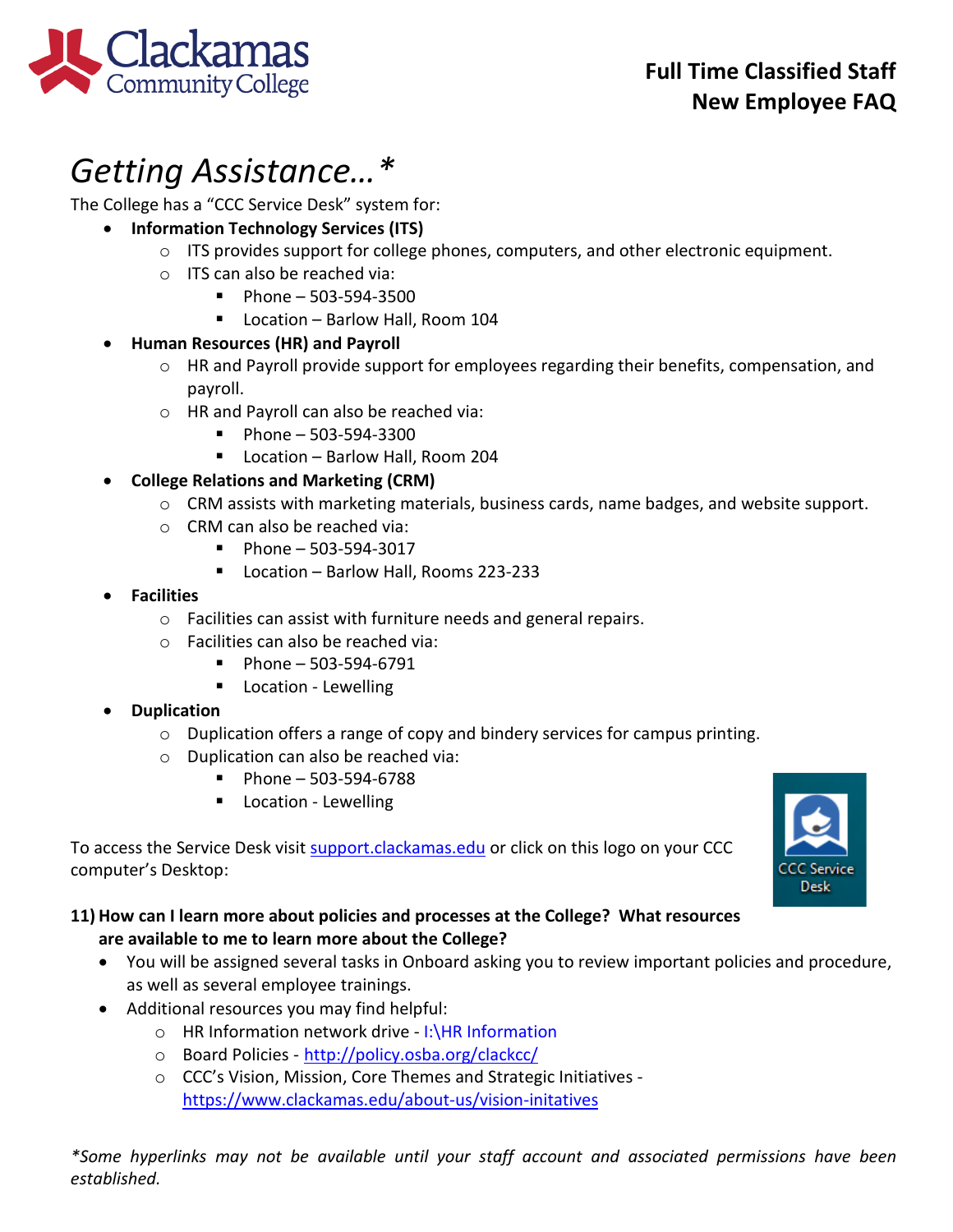# Getting Assistance…*

The College has a "CCC Service Desk" system for:

- **Information Technology Services (ITS)**
  - ITS provides support for college phones, computers, and other electronic equipment.
  - ITS can also be reached via:
    - Phone – 503-594-3500
    - Location – Barlow Hall, Room 104
- **Human Resources (HR) and Payroll**
  - HR and Payroll provide support for employees regarding their benefits, compensation, and payroll.
  - HR and Payroll can also be reached via:
    - Phone – 503-594-3300
    - Location – Barlow Hall, Room 204
- **College Relations and Marketing (CRM)**
  - CRM assists with marketing materials, business cards, name badges, and website support.
  - CRM can also be reached via:
    - Phone – 503-594-3017
    - Location – Barlow Hall, Rooms 223-233
- **Facilities**
  - Facilities can assist with furniture needs and general repairs.
  - Facilities can also be reached via:
    - Phone – 503-594-6791
    - Location - Lewelling
- **Duplication**
  - Duplication offers a range of copy and bindery services for campus printing.
  - Duplication can also be reached via:
    - Phone – 503-594-6788
    - Location - Lewelling

To access the Service Desk visit [support.clackamas.edu](support.clackamas.edu) or click on this logo on your CCC computer's Desktop:

CCC Service Desk

**11) How can I learn more about policies and processes at the College? What resources are available to me to learn more about the College?**

- You will be assigned several tasks in Onboard asking you to review important policies and procedure, as well as several employee trainings.
- Additional resources you may find helpful:
  - HR Information network drive - I:\HR Information
  - Board Policies - [http://policy.osba.org/clackcc/](http://policy.osba.org/clackcc/)
  - CCC's Vision, Mission, Core Themes and Strategic Initiatives - [https://www.clackamas.edu/about-us/vision-initatives](https://www.clackamas.edu/about-us/vision-initatives)

*\*Some hyperlinks may not be available until your staff account and associated permissions have been established.*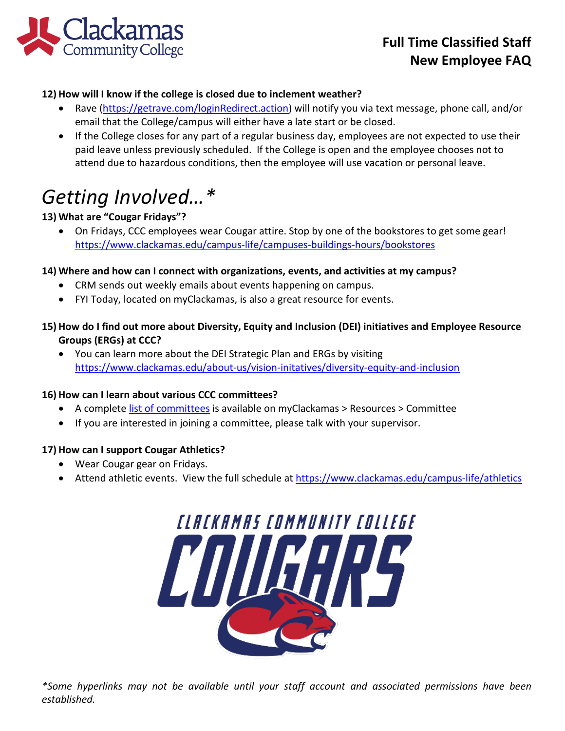**12) How will I know if the college is closed due to inclement weather?**

- Rave (https://getrave.com/loginRedirect.action) will notify you via text message, phone call, and/or email that the College/campus will either have a late start or be closed.
- If the College closes for any part of a regular business day, employees are not expected to use their paid leave unless previously scheduled. If the College is open and the employee chooses not to attend due to hazardous conditions, then the employee will use vacation or personal leave.

# *Getting Involved…**

**13) What are "Cougar Fridays"?**

- On Fridays, CCC employees wear Cougar attire. Stop by one of the bookstores to get some gear! https://www.clackamas.edu/campus-life/campuses-buildings-hours/bookstores

**14) Where and how can I connect with organizations, events, and activities at my campus?**

- CRM sends out weekly emails about events happening on campus.
- FYI Today, located on myClackamas, is also a great resource for events.

**15) How do I find out more about Diversity, Equity and Inclusion (DEI) initiatives and Employee Resource Groups (ERGs) at CCC?**

- You can learn more about the DEI Strategic Plan and ERGs by visiting https://www.clackamas.edu/about-us/vision-initatives/diversity-equity-and-inclusion

**16) How can I learn about various CCC committees?**

- A complete list of committees is available on myClackamas > Resources > Committee
- If you are interested in joining a committee, please talk with your supervisor.

**17) How can I support Cougar Athletics?**

- Wear Cougar gear on Fridays.
- Attend athletic events. View the full schedule at https://www.clackamas.edu/campus-life/athletics

*\*Some hyperlinks may not be available until your staff account and associated permissions have been established.*